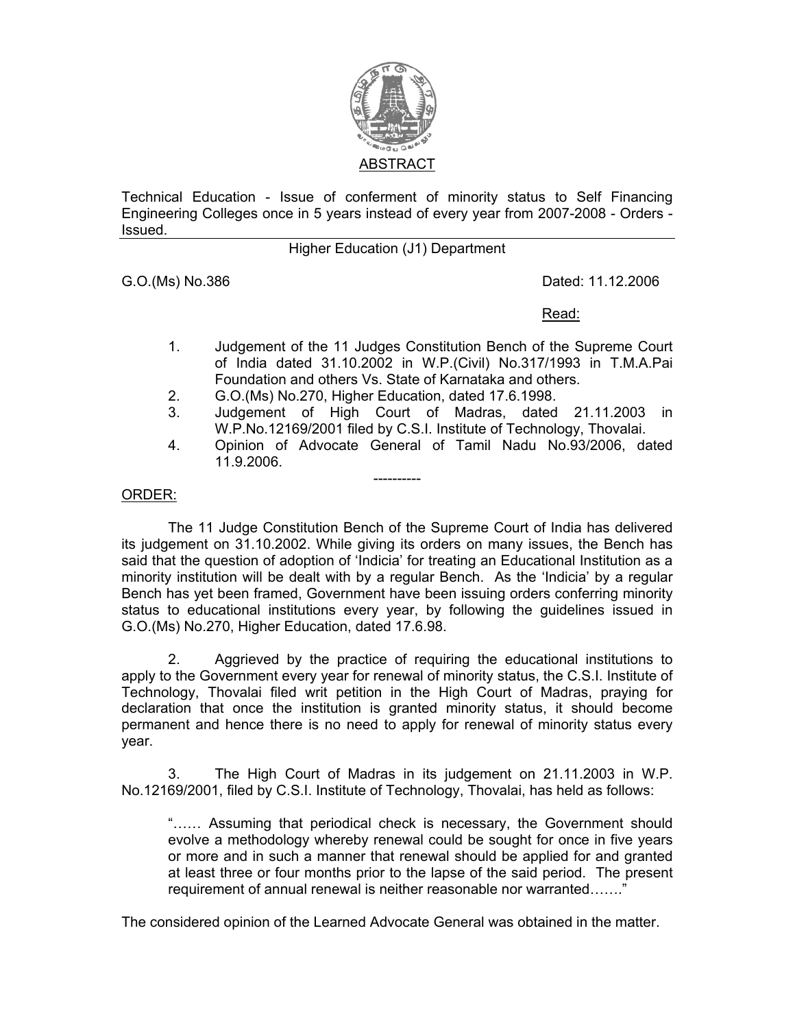## ABSTRACT

Technical Education - Issue of conferment of minority status to Self Financing Engineering Colleges once in 5 years instead of every year from 2007-2008 - Orders - Issued.

Higher Education (J1) Department

G.O.(Ms) No.386 Dated: 11.12.2006

Read:

1. Judgement of the 11 Judges Constitution Bench of the Supreme Court of India dated 31.10.2002 in W.P.(Civil) No.317/1993 in T.M.A.Pai Foundation and others Vs. State of Karnataka and others.
2. G.O.(Ms) No.270, Higher Education, dated 17.6.1998.
3. Judgement of High Court of Madras, dated 21.11.2003 in W.P.No.12169/2001 filed by C.S.I. Institute of Technology, Thovalai.
4. Opinion of Advocate General of Tamil Nadu No.93/2006, dated 11.9.2006.

----------

ORDER:

The 11 Judge Constitution Bench of the Supreme Court of India has delivered its judgement on 31.10.2002. While giving its orders on many issues, the Bench has said that the question of adoption of 'Indicia' for treating an Educational Institution as a minority institution will be dealt with by a regular Bench. As the 'Indicia' by a regular Bench has yet been framed, Government have been issuing orders conferring minority status to educational institutions every year, by following the guidelines issued in G.O.(Ms) No.270, Higher Education, dated 17.6.98.

2. Aggrieved by the practice of requiring the educational institutions to apply to the Government every year for renewal of minority status, the C.S.I. Institute of Technology, Thovalai filed writ petition in the High Court of Madras, praying for declaration that once the institution is granted minority status, it should become permanent and hence there is no need to apply for renewal of minority status every year.

3. The High Court of Madras in its judgement on 21.11.2003 in W.P. No.12169/2001, filed by C.S.I. Institute of Technology, Thovalai, has held as follows:

> "…… Assuming that periodical check is necessary, the Government should evolve a methodology whereby renewal could be sought for once in five years or more and in such a manner that renewal should be applied for and granted at least three or four months prior to the lapse of the said period. The present requirement of annual renewal is neither reasonable nor warranted……."

The considered opinion of the Learned Advocate General was obtained in the matter.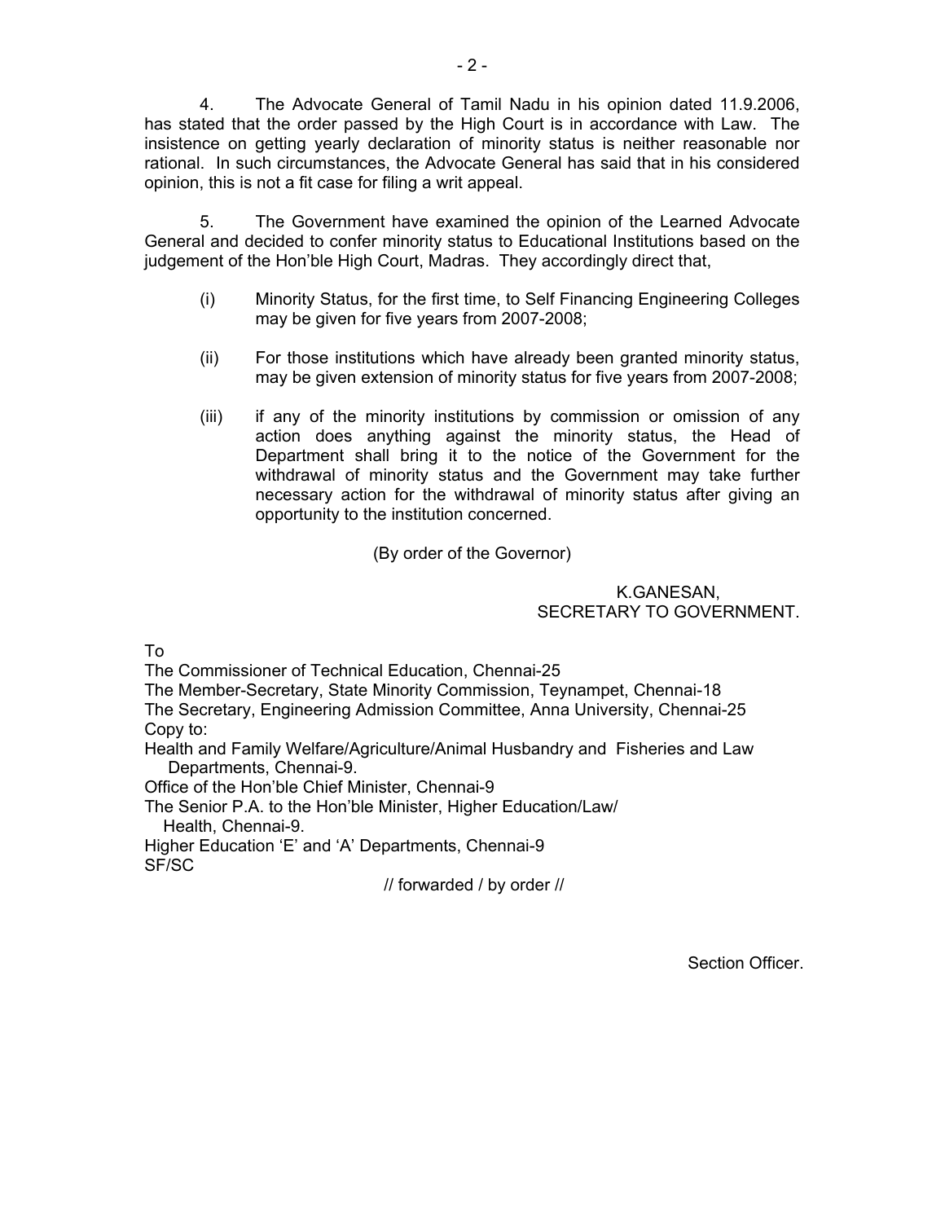4. The Advocate General of Tamil Nadu in his opinion dated 11.9.2006, has stated that the order passed by the High Court is in accordance with Law. The insistence on getting yearly declaration of minority status is neither reasonable nor rational. In such circumstances, the Advocate General has said that in his considered opinion, this is not a fit case for filing a writ appeal.

5. The Government have examined the opinion of the Learned Advocate General and decided to confer minority status to Educational Institutions based on the judgement of the Hon'ble High Court, Madras. They accordingly direct that,

(i) Minority Status, for the first time, to Self Financing Engineering Colleges may be given for five years from 2007-2008;

(ii) For those institutions which have already been granted minority status, may be given extension of minority status for five years from 2007-2008;

(iii) if any of the minority institutions by commission or omission of any action does anything against the minority status, the Head of Department shall bring it to the notice of the Government for the withdrawal of minority status and the Government may take further necessary action for the withdrawal of minority status after giving an opportunity to the institution concerned.

(By order of the Governor)

K.GANESAN,
SECRETARY TO GOVERNMENT.

To

The Commissioner of Technical Education, Chennai-25
The Member-Secretary, State Minority Commission, Teynampet, Chennai-18
The Secretary, Engineering Admission Committee, Anna University, Chennai-25

Copy to:

Health and Family Welfare/Agriculture/Animal Husbandry and Fisheries and Law Departments, Chennai-9.
Office of the Hon'ble Chief Minister, Chennai-9
The Senior P.A. to the Hon'ble Minister, Higher Education/Law/ Health, Chennai-9.
Higher Education 'E' and 'A' Departments, Chennai-9
SF/SC

// forwarded / by order //

Section Officer.